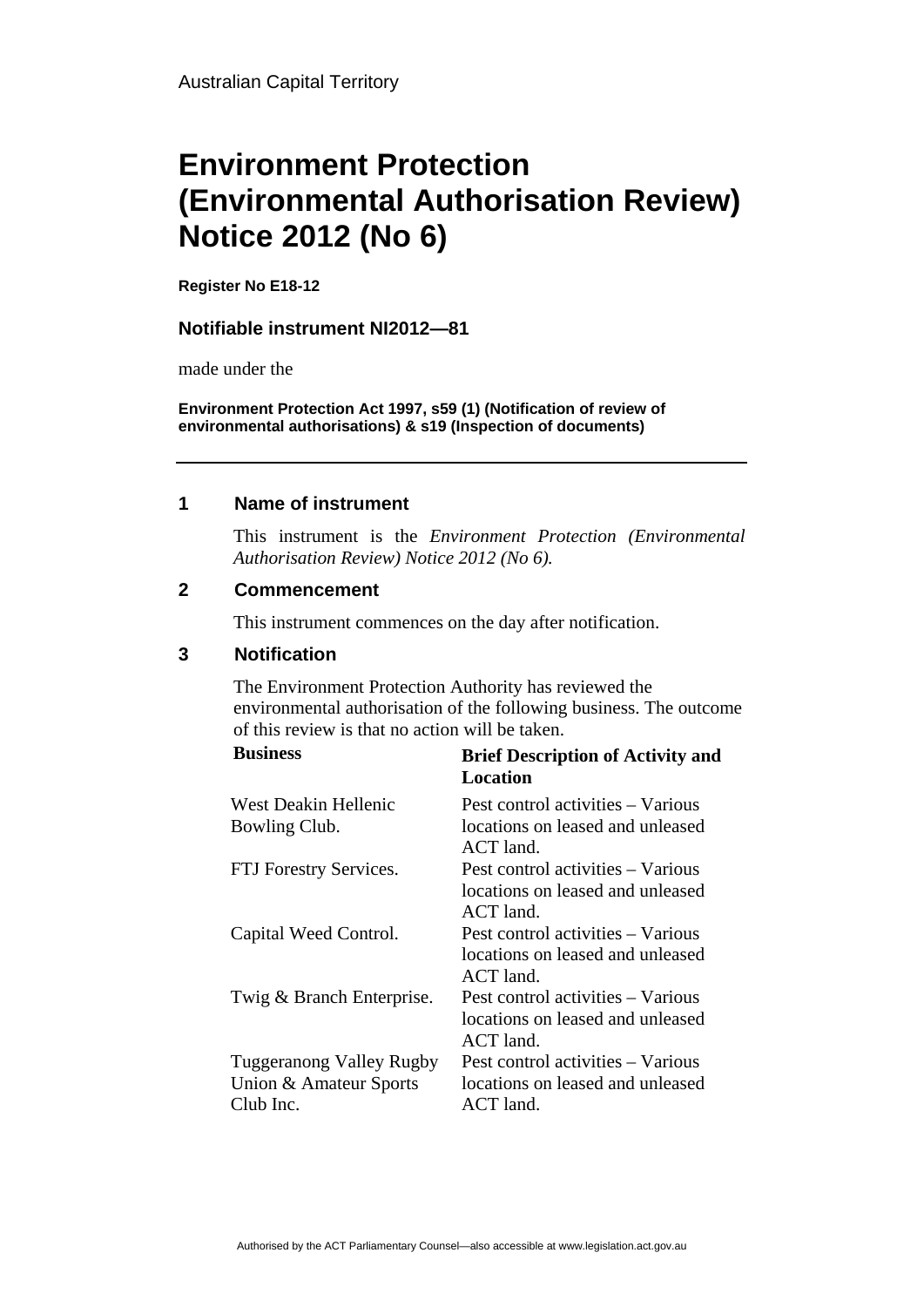Australian Capital Territory

# Environment Protection (Environmental Authorisation Review) Notice 2012 (No 6)

**Register No E18-12**

### Notifiable instrument NI2012—81

made under the

**Environment Protection Act 1997, s59 (1) (Notification of review of environmental authorisations) & s19 (Inspection of documents)**

---

## 1 Name of instrument

This instrument is the *Environment Protection (Environmental Authorisation Review) Notice 2012 (No 6).*

## 2 Commencement

This instrument commences on the day after notification.

## 3 Notification

The Environment Protection Authority has reviewed the environmental authorisation of the following business. The outcome of this review is that no action will be taken.

| Business | Brief Description of Activity and Location |
|---|---|
| West Deakin Hellenic Bowling Club. | Pest control activities – Various locations on leased and unleased ACT land. |
| FTJ Forestry Services. | Pest control activities – Various locations on leased and unleased ACT land. |
| Capital Weed Control. | Pest control activities – Various locations on leased and unleased ACT land. |
| Twig & Branch Enterprise. | Pest control activities – Various locations on leased and unleased ACT land. |
| Tuggeranong Valley Rugby Union & Amateur Sports Club Inc. | Pest control activities – Various locations on leased and unleased ACT land. |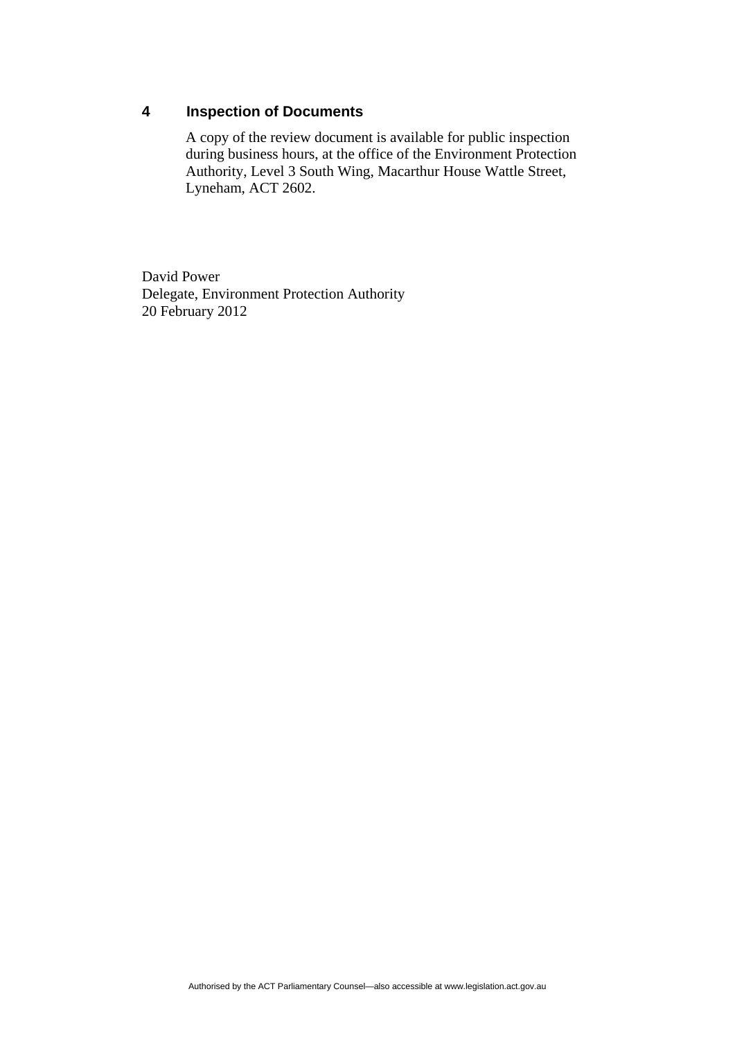## 4 Inspection of Documents

A copy of the review document is available for public inspection during business hours, at the office of the Environment Protection Authority, Level 3 South Wing, Macarthur House Wattle Street, Lyneham, ACT 2602.

David Power
Delegate, Environment Protection Authority
20 February 2012